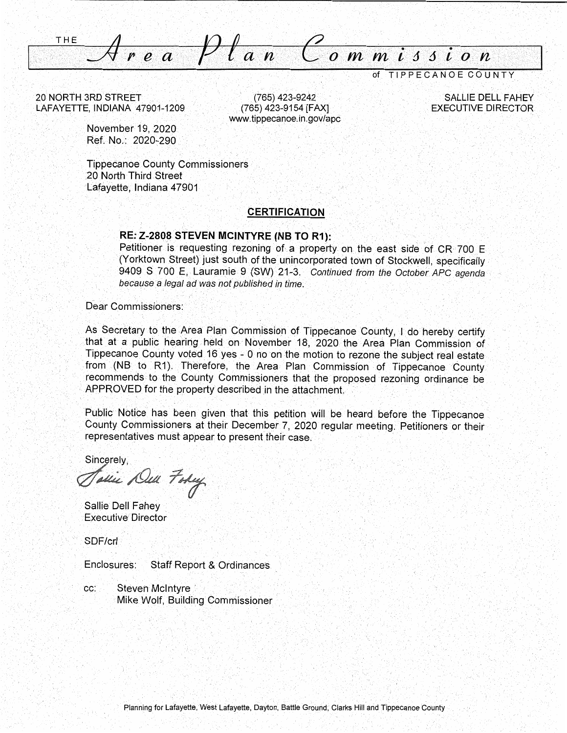# THE Area Plan Commission of TIPPECANOE COUNTY

20 NORTH 3RD STREET
LAFAYETTE, INDIANA 47901-1209

(765) 423-9242
(765) 423-9154 [FAX]
www.tippecanoe.in.gov/apc

SALLIE DELL FAHEY
EXECUTIVE DIRECTOR

November 19, 2020
Ref. No.: 2020-290

Tippecanoe County Commissioners
20 North Third Street
Lafayette, Indiana 47901

## CERTIFICATION

**RE: Z-2808 STEVEN MCINTYRE (NB TO R1):**
Petitioner is requesting rezoning of a property on the east side of CR 700 E (Yorktown Street) just south of the unincorporated town of Stockwell, specifically 9409 S 700 E, Lauramie 9 (SW) 21-3. *Continued from the October APC agenda because a legal ad was not published in time.*

Dear Commissioners:

As Secretary to the Area Plan Commission of Tippecanoe County, I do hereby certify that at a public hearing held on November 18, 2020 the Area Plan Commission of Tippecanoe County voted 16 yes - 0 no on the motion to rezone the subject real estate from (NB to R1). Therefore, the Area Plan Commission of Tippecanoe County recommends to the County Commissioners that the proposed rezoning ordinance be APPROVED for the property described in the attachment.

Public Notice has been given that this petition will be heard before the Tippecanoe County Commissioners at their December 7, 2020 regular meeting. Petitioners or their representatives must appear to present their case.

Sincerely,

Sallie Dell Fahey

Sallie Dell Fahey
Executive Director

SDF/crl

Enclosures: Staff Report & Ordinances

cc: Steven McIntyre
Mike Wolf, Building Commissioner

Planning for Lafayette, West Lafayette, Dayton, Battle Ground, Clarks Hill and Tippecanoe County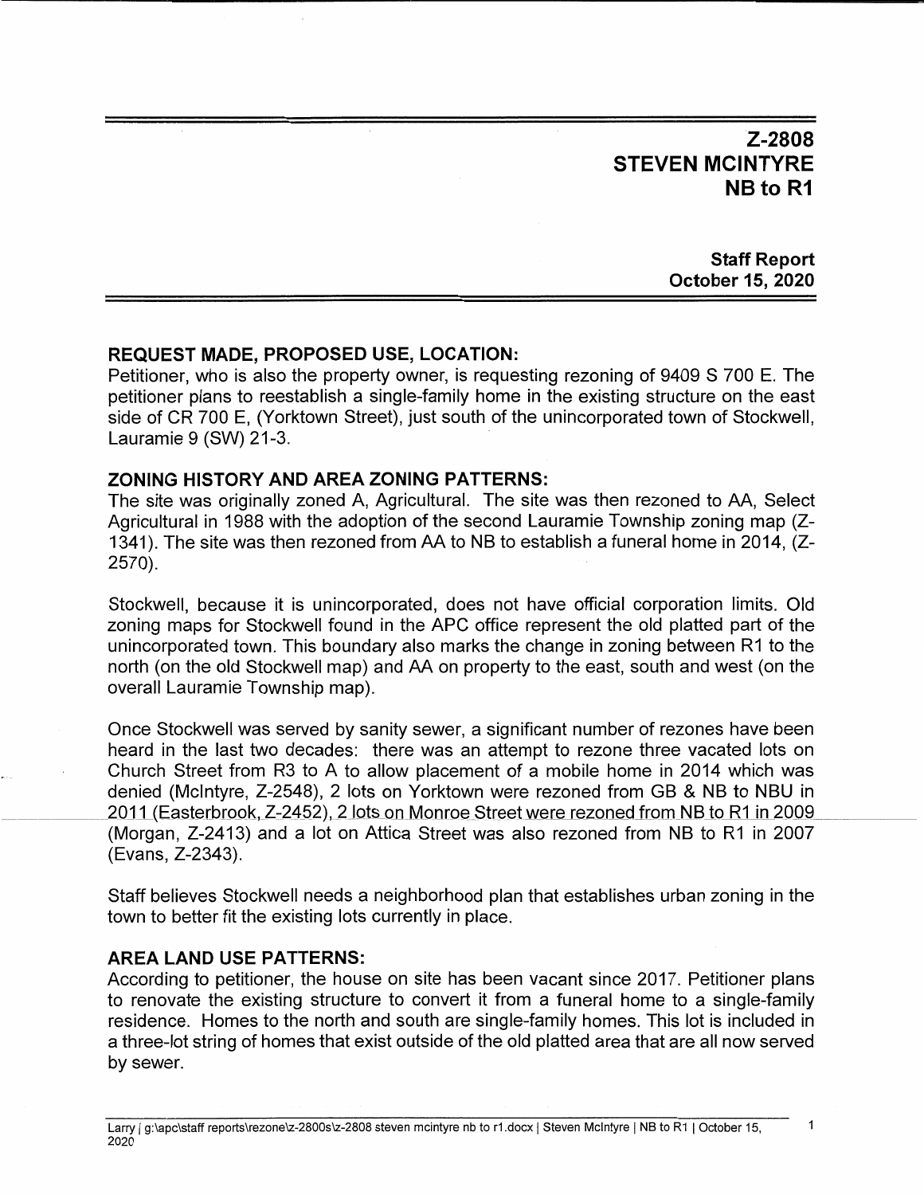# Z-2808
# STEVEN MCINTYRE
# NB to R1

**Staff Report**
**October 15, 2020**

## REQUEST MADE, PROPOSED USE, LOCATION:

Petitioner, who is also the property owner, is requesting rezoning of 9409 S 700 E. The petitioner plans to reestablish a single-family home in the existing structure on the east side of CR 700 E, (Yorktown Street), just south of the unincorporated town of Stockwell, Lauramie 9 (SW) 21-3.

## ZONING HISTORY AND AREA ZONING PATTERNS:

The site was originally zoned A, Agricultural. The site was then rezoned to AA, Select Agricultural in 1988 with the adoption of the second Lauramie Township zoning map (Z-1341). The site was then rezoned from AA to NB to establish a funeral home in 2014, (Z-2570).

Stockwell, because it is unincorporated, does not have official corporation limits. Old zoning maps for Stockwell found in the APC office represent the old platted part of the unincorporated town. This boundary also marks the change in zoning between R1 to the north (on the old Stockwell map) and AA on property to the east, south and west (on the overall Lauramie Township map).

Once Stockwell was served by sanity sewer, a significant number of rezones have been heard in the last two decades: there was an attempt to rezone three vacated lots on Church Street from R3 to A to allow placement of a mobile home in 2014 which was denied (McIntyre, Z-2548), 2 lots on Yorktown were rezoned from GB & NB to NBU in 2011 (Easterbrook, Z-2452), 2 lots on Monroe Street were rezoned from NB to R1 in 2009 (Morgan, Z-2413) and a lot on Attica Street was also rezoned from NB to R1 in 2007 (Evans, Z-2343).

Staff believes Stockwell needs a neighborhood plan that establishes urban zoning in the town to better fit the existing lots currently in place.

## AREA LAND USE PATTERNS:

According to petitioner, the house on site has been vacant since 2017. Petitioner plans to renovate the existing structure to convert it from a funeral home to a single-family residence. Homes to the north and south are single-family homes. This lot is included in a three-lot string of homes that exist outside of the old platted area that are all now served by sewer.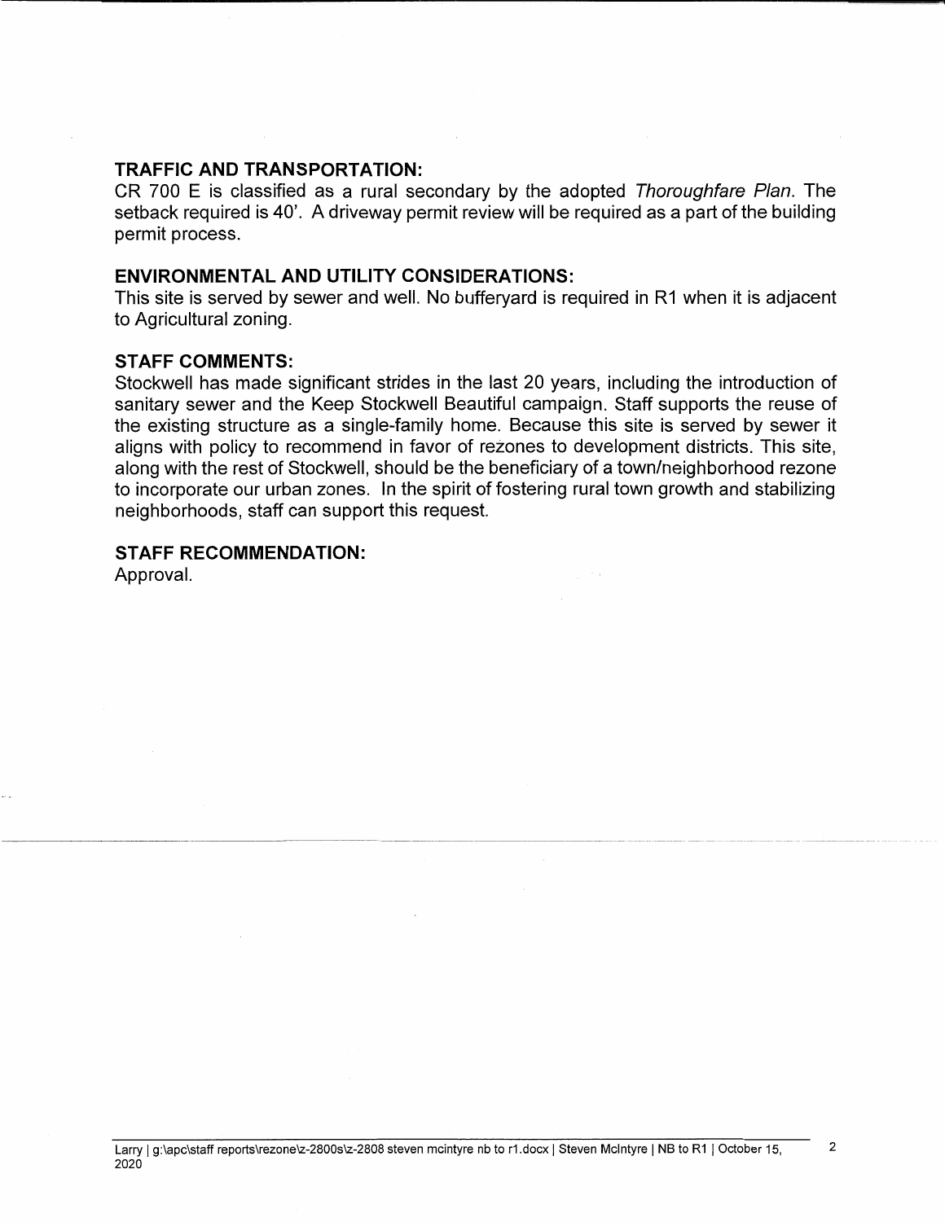## TRAFFIC AND TRANSPORTATION:

CR 700 E is classified as a rural secondary by the adopted *Thoroughfare Plan*. The setback required is 40'. A driveway permit review will be required as a part of the building permit process.

## ENVIRONMENTAL AND UTILITY CONSIDERATIONS:

This site is served by sewer and well. No bufferyard is required in R1 when it is adjacent to Agricultural zoning.

## STAFF COMMENTS:

Stockwell has made significant strides in the last 20 years, including the introduction of sanitary sewer and the Keep Stockwell Beautiful campaign. Staff supports the reuse of the existing structure as a single-family home. Because this site is served by sewer it aligns with policy to recommend in favor of rezones to development districts. This site, along with the rest of Stockwell, should be the beneficiary of a town/neighborhood rezone to incorporate our urban zones. In the spirit of fostering rural town growth and stabilizing neighborhoods, staff can support this request.

## STAFF RECOMMENDATION:

Approval.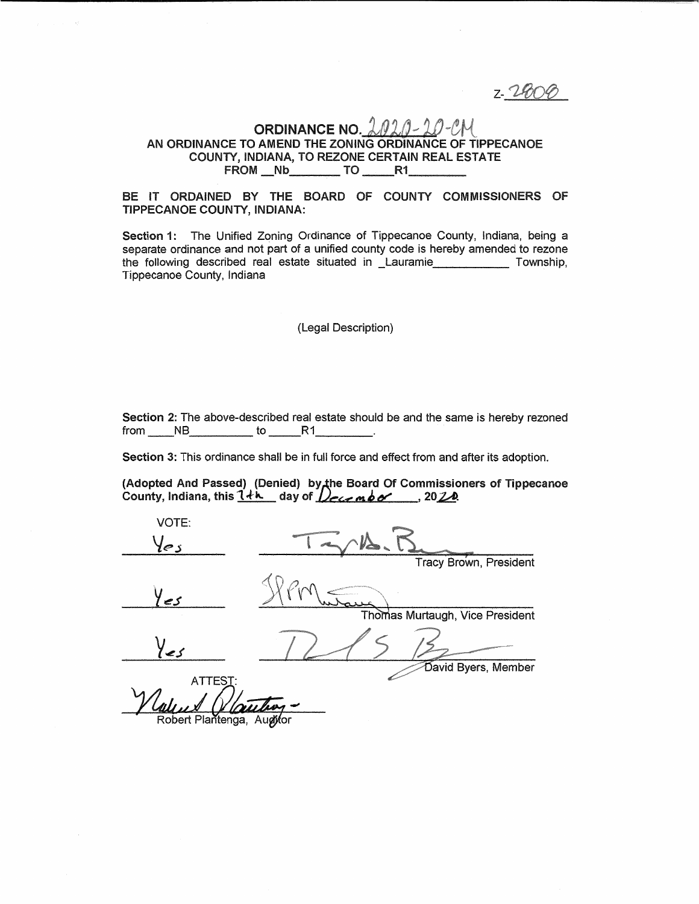Z-2809

# ORDINANCE NO. 2020-20-CM

## AN ORDINANCE TO AMEND THE ZONING ORDINANCE OF TIPPECANOE COUNTY, INDIANA, TO REZONE CERTAIN REAL ESTATE FROM Nb TO R1

**BE IT ORDAINED BY THE BOARD OF COUNTY COMMISSIONERS OF TIPPECANOE COUNTY, INDIANA:**

**Section 1:** The Unified Zoning Ordinance of Tippecanoe County, Indiana, being a separate ordinance and not part of a unified county code is hereby amended to rezone the following described real estate situated in Lauramie Township, Tippecanoe County, Indiana

(Legal Description)

**Section 2:** The above-described real estate should be and the same is hereby rezoned from NB to R1.

**Section 3:** This ordinance shall be in full force and effect from and after its adoption.

**(Adopted And Passed) (Denied) by the Board Of Commissioners of Tippecanoe County, Indiana, this 7th day of December, 2020.**

VOTE:

Yes — Tracy Brown, President

Yes — Thomas Murtaugh, Vice President

Yes — David Byers, Member

ATTEST:

Robert Plantenga, Auditor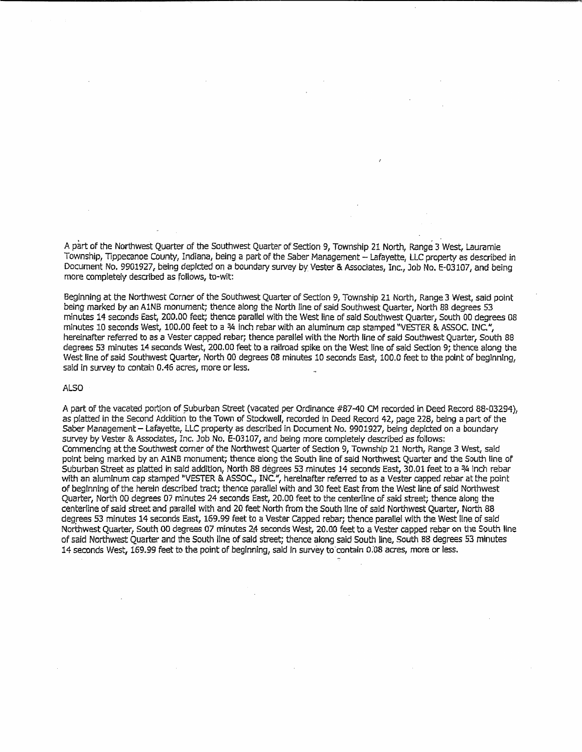A part of the Northwest Quarter of the Southwest Quarter of Section 9, Township 21 North, Range 3 West, Lauramie Township, Tippecanoe County, Indiana, being a part of the Saber Management – Lafayette, LLC property as described in Document No. 9901927, being depicted on a boundary survey by Vester & Associates, Inc., Job No. E-03107, and being more completely described as follows, to-wit:

Beginning at the Northwest Corner of the Southwest Quarter of Section 9, Township 21 North, Range 3 West, said point being marked by an A1NB monument; thence along the North line of said Southwest Quarter, North 88 degrees 53 minutes 14 seconds East, 200.00 feet; thence parallel with the West line of said Southwest Quarter, South 00 degrees 08 minutes 10 seconds West, 100.00 feet to a ¾ inch rebar with an aluminum cap stamped "VESTER & ASSOC. INC.", hereinafter referred to as a Vester capped rebar; thence parallel with the North line of said Southwest Quarter, South 88 degrees 53 minutes 14 seconds West, 200.00 feet to a railroad spike on the West line of said Section 9; thence along the West line of said Southwest Quarter, North 00 degrees 08 minutes 10 seconds East, 100.0 feet to the point of beginning, said in survey to contain 0.46 acres, more or less.

ALSO

A part of the vacated portion of Suburban Street (vacated per Ordinance #87-40 CM recorded in Deed Record 88-03294), as platted in the Second Addition to the Town of Stockwell, recorded in Deed Record 42, page 228, being a part of the Saber Management – Lafayette, LLC property as described in Document No. 9901927, being depicted on a boundary survey by Vester & Associates, Inc. Job No. E-03107, and being more completely described as follows:
Commencing at the Southwest corner of the Northwest Quarter of Section 9, Township 21 North, Range 3 West, said point being marked by an A1NB monument; thence along the South line of said Northwest Quarter and the South line of Suburban Street as platted in said addition, North 88 degrees 53 minutes 14 seconds East, 30.01 feet to a ¾ inch rebar with an aluminum cap stamped "VESTER & ASSOC., INC.", hereinafter referred to as a Vester capped rebar at the point of beginning of the herein described tract; thence parallel with and 30 feet East from the West line of said Northwest Quarter, North 00 degrees 07 minutes 24 seconds East, 20.00 feet to the centerline of said street; thence along the centerline of said street and parallel with and 20 feet North from the South line of said Northwest Quarter, North 88 degrees 53 minutes 14 seconds East, 169.99 feet to a Vester Capped rebar; thence parallel with the West line of said Northwest Quarter, South 00 degrees 07 minutes 24 seconds West, 20.00 feet to a Vester capped rebar on the South line of said Northwest Quarter and the South line of said street; thence along said South line, South 88 degrees 53 minutes 14 seconds West, 169.99 feet to the point of beginning, said in survey to contain 0.08 acres, more or less.